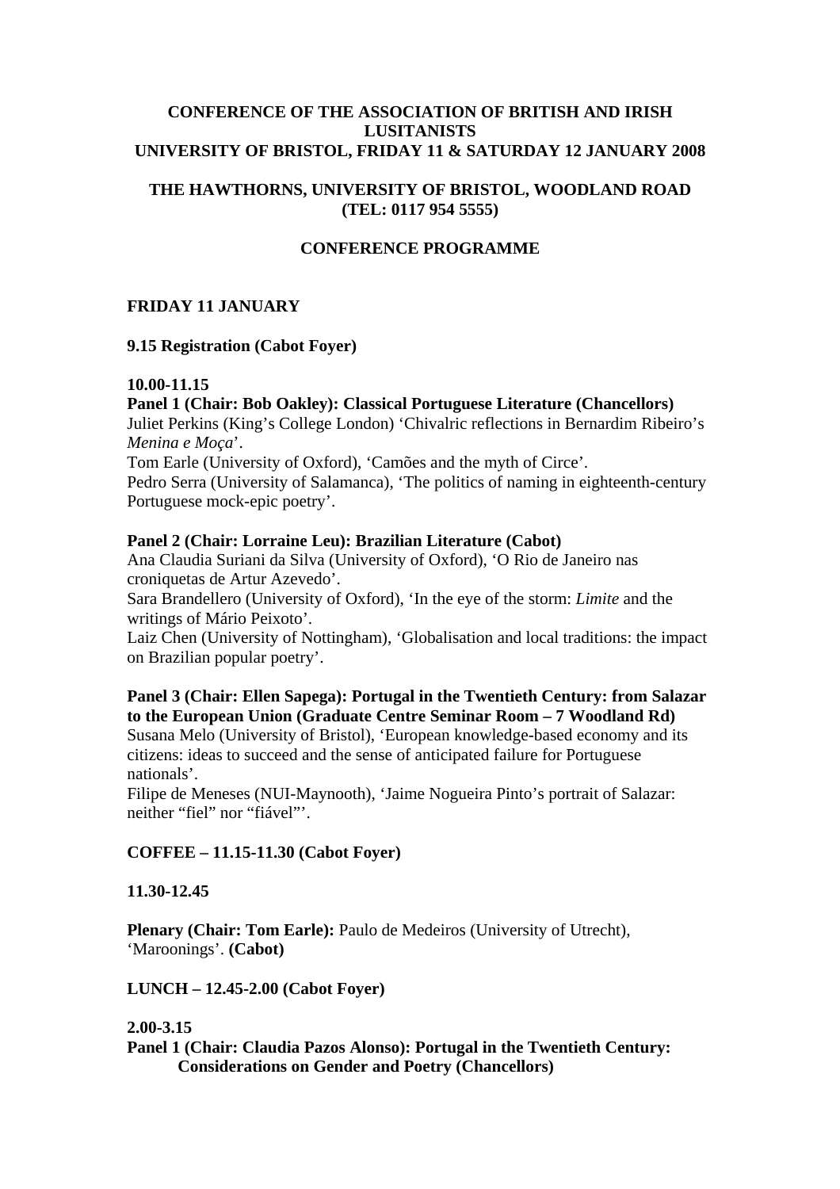**CONFERENCE OF THE ASSOCIATION OF BRITISH AND IRISH LUSITANISTS**
**UNIVERSITY OF BRISTOL, FRIDAY 11 & SATURDAY 12 JANUARY 2008**

**THE HAWTHORNS, UNIVERSITY OF BRISTOL, WOODLAND ROAD (TEL: 0117 954 5555)**

**CONFERENCE PROGRAMME**

**FRIDAY 11 JANUARY**

**9.15 Registration (Cabot Foyer)**

**10.00-11.15**
**Panel 1 (Chair: Bob Oakley): Classical Portuguese Literature (Chancellors)**
Juliet Perkins (King's College London) 'Chivalric reflections in Bernardim Ribeiro's *Menina e Moça*'.
Tom Earle (University of Oxford), 'Camões and the myth of Circe'.
Pedro Serra (University of Salamanca), 'The politics of naming in eighteenth-century Portuguese mock-epic poetry'.

**Panel 2 (Chair: Lorraine Leu): Brazilian Literature (Cabot)**
Ana Claudia Suriani da Silva (University of Oxford), 'O Rio de Janeiro nas croniquetas de Artur Azevedo'.
Sara Brandellero (University of Oxford), 'In the eye of the storm: *Limite* and the writings of Mário Peixoto'.
Laiz Chen (University of Nottingham), 'Globalisation and local traditions: the impact on Brazilian popular poetry'.

**Panel 3 (Chair: Ellen Sapega): Portugal in the Twentieth Century: from Salazar to the European Union (Graduate Centre Seminar Room – 7 Woodland Rd)**
Susana Melo (University of Bristol), 'European knowledge-based economy and its citizens: ideas to succeed and the sense of anticipated failure for Portuguese nationals'.
Filipe de Meneses (NUI-Maynooth), 'Jaime Nogueira Pinto's portrait of Salazar: neither "fiel" nor "fiável"'.

**COFFEE – 11.15-11.30 (Cabot Foyer)**

**11.30-12.45**

**Plenary (Chair: Tom Earle):** Paulo de Medeiros (University of Utrecht), 'Maroonings'. **(Cabot)**

**LUNCH – 12.45-2.00 (Cabot Foyer)**

**2.00-3.15**
**Panel 1 (Chair: Claudia Pazos Alonso): Portugal in the Twentieth Century: Considerations on Gender and Poetry (Chancellors)**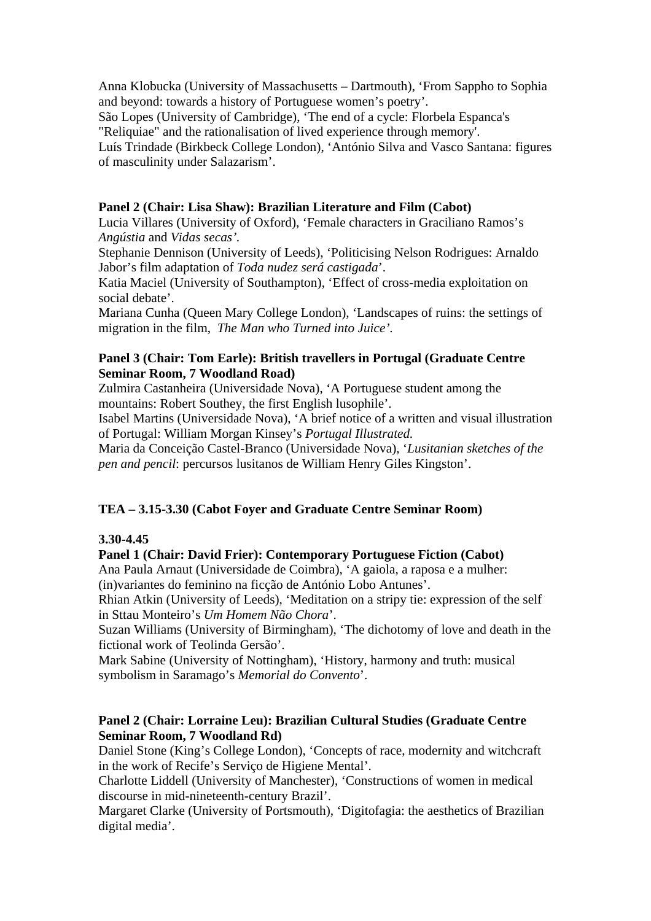Anna Klobucka (University of Massachusetts – Dartmouth), 'From Sappho to Sophia and beyond: towards a history of Portuguese women's poetry'.
São Lopes (University of Cambridge), 'The end of a cycle: Florbela Espanca's "Reliquiae" and the rationalisation of lived experience through memory'.
Luís Trindade (Birkbeck College London), 'António Silva and Vasco Santana: figures of masculinity under Salazarism'.

**Panel 2 (Chair: Lisa Shaw): Brazilian Literature and Film (Cabot)**
Lucia Villares (University of Oxford), 'Female characters in Graciliano Ramos's *Angústia* and *Vidas secas*'.
Stephanie Dennison (University of Leeds), 'Politicising Nelson Rodrigues: Arnaldo Jabor's film adaptation of *Toda nudez será castigada*'.
Katia Maciel (University of Southampton), 'Effect of cross-media exploitation on social debate'.
Mariana Cunha (Queen Mary College London), 'Landscapes of ruins: the settings of migration in the film, *The Man who Turned into Juice*'.

**Panel 3 (Chair: Tom Earle): British travellers in Portugal (Graduate Centre Seminar Room, 7 Woodland Road)**
Zulmira Castanheira (Universidade Nova), 'A Portuguese student among the mountains: Robert Southey, the first English lusophile'.
Isabel Martins (Universidade Nova), 'A brief notice of a written and visual illustration of Portugal: William Morgan Kinsey's *Portugal Illustrated.*
Maria da Conceição Castel-Branco (Universidade Nova), '*Lusitanian sketches of the pen and pencil*: percursos lusitanos de William Henry Giles Kingston'.

**TEA – 3.15-3.30 (Cabot Foyer and Graduate Centre Seminar Room)**

**3.30-4.45**

**Panel 1 (Chair: David Frier): Contemporary Portuguese Fiction (Cabot)**
Ana Paula Arnaut (Universidade de Coimbra), 'A gaiola, a raposa e a mulher: (in)variantes do feminino na ficção de António Lobo Antunes'.
Rhian Atkin (University of Leeds), 'Meditation on a stripy tie: expression of the self in Sttau Monteiro's *Um Homem Não Chora*'.
Suzan Williams (University of Birmingham), 'The dichotomy of love and death in the fictional work of Teolinda Gersão'.
Mark Sabine (University of Nottingham), 'History, harmony and truth: musical symbolism in Saramago's *Memorial do Convento*'.

**Panel 2 (Chair: Lorraine Leu): Brazilian Cultural Studies (Graduate Centre Seminar Room, 7 Woodland Rd)**
Daniel Stone (King's College London), 'Concepts of race, modernity and witchcraft in the work of Recife's Serviço de Higiene Mental'.
Charlotte Liddell (University of Manchester), 'Constructions of women in medical discourse in mid-nineteenth-century Brazil'.
Margaret Clarke (University of Portsmouth), 'Digitofagia: the aesthetics of Brazilian digital media'.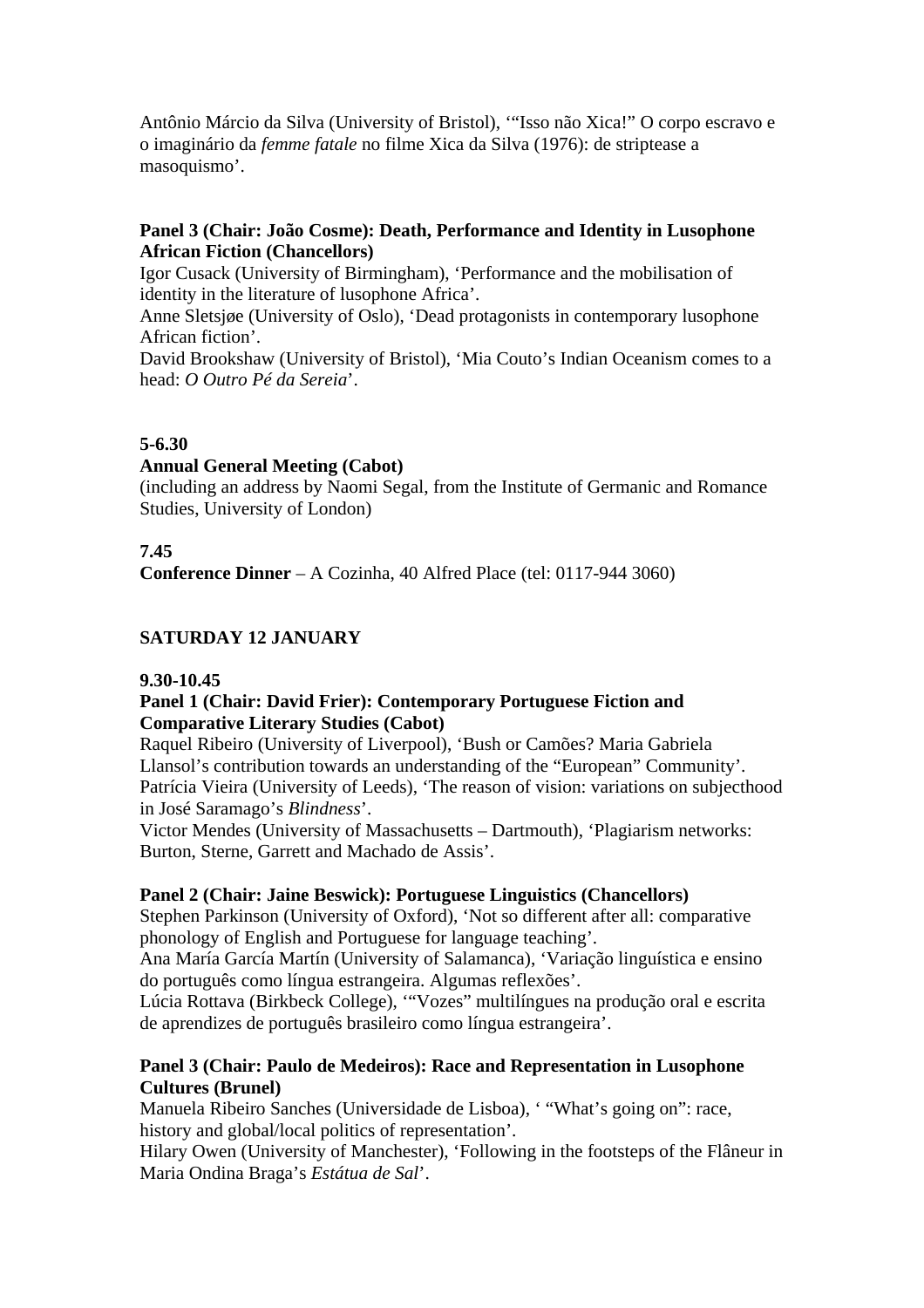Antônio Márcio da Silva (University of Bristol), '"Isso não Xica!" O corpo escravo e o imaginário da *femme fatale* no filme Xica da Silva (1976): de striptease a masoquismo'.

**Panel 3 (Chair: João Cosme): Death, Performance and Identity in Lusophone African Fiction (Chancellors)**
Igor Cusack (University of Birmingham), 'Performance and the mobilisation of identity in the literature of lusophone Africa'.
Anne Sletsjøe (University of Oslo), 'Dead protagonists in contemporary lusophone African fiction'.
David Brookshaw (University of Bristol), 'Mia Couto's Indian Oceanism comes to a head: *O Outro Pé da Sereia*'.

**5-6.30**
**Annual General Meeting (Cabot)**
(including an address by Naomi Segal, from the Institute of Germanic and Romance Studies, University of London)

**7.45**
**Conference Dinner** – A Cozinha, 40 Alfred Place (tel: 0117-944 3060)

## SATURDAY 12 JANUARY

**9.30-10.45**
**Panel 1 (Chair: David Frier): Contemporary Portuguese Fiction and Comparative Literary Studies (Cabot)**
Raquel Ribeiro (University of Liverpool), 'Bush or Camões? Maria Gabriela Llansol's contribution towards an understanding of the "European" Community'.
Patrícia Vieira (University of Leeds), 'The reason of vision: variations on subjecthood in José Saramago's *Blindness*'.
Victor Mendes (University of Massachusetts – Dartmouth), 'Plagiarism networks: Burton, Sterne, Garrett and Machado de Assis'.

**Panel 2 (Chair: Jaine Beswick): Portuguese Linguistics (Chancellors)**
Stephen Parkinson (University of Oxford), 'Not so different after all: comparative phonology of English and Portuguese for language teaching'.
Ana María García Martín (University of Salamanca), 'Variação linguística e ensino do português como língua estrangeira. Algumas reflexões'.
Lúcia Rottava (Birkbeck College), '"Vozes" multilíngues na produção oral e escrita de aprendizes de português brasileiro como língua estrangeira'.

**Panel 3 (Chair: Paulo de Medeiros): Race and Representation in Lusophone Cultures (Brunel)**
Manuela Ribeiro Sanches (Universidade de Lisboa), ' "What's going on": race, history and global/local politics of representation'.
Hilary Owen (University of Manchester), 'Following in the footsteps of the Flâneur in Maria Ondina Braga's *Estátua de Sal*'.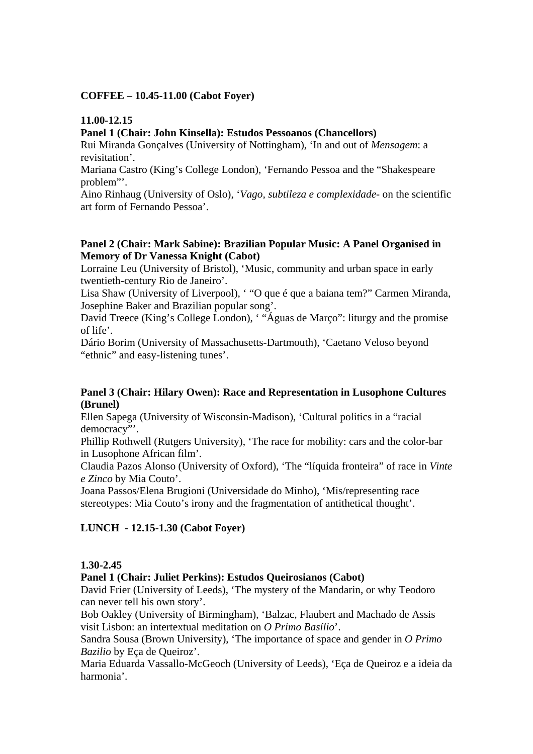**COFFEE – 10.45-11.00 (Cabot Foyer)**

**11.00-12.15**

**Panel 1 (Chair: John Kinsella): Estudos Pessoanos (Chancellors)**

Rui Miranda Gonçalves (University of Nottingham), 'In and out of *Mensagem*: a revisitation'.

Mariana Castro (King's College London), 'Fernando Pessoa and the "Shakespeare problem"'.

Aino Rinhaug (University of Oslo), '*Vago, subtileza e complexidade*- on the scientific art form of Fernando Pessoa'.

**Panel 2 (Chair: Mark Sabine): Brazilian Popular Music: A Panel Organised in Memory of Dr Vanessa Knight (Cabot)**

Lorraine Leu (University of Bristol), 'Music, community and urban space in early twentieth-century Rio de Janeiro'.

Lisa Shaw (University of Liverpool), ' "O que é que a baiana tem?" Carmen Miranda, Josephine Baker and Brazilian popular song'.

David Treece (King's College London), ' "Águas de Março": liturgy and the promise of life'.

Dário Borim (University of Massachusetts-Dartmouth), 'Caetano Veloso beyond "ethnic" and easy-listening tunes'.

**Panel 3 (Chair: Hilary Owen): Race and Representation in Lusophone Cultures (Brunel)**

Ellen Sapega (University of Wisconsin-Madison), 'Cultural politics in a "racial democracy"'.

Phillip Rothwell (Rutgers University), 'The race for mobility: cars and the color-bar in Lusophone African film'.

Claudia Pazos Alonso (University of Oxford), 'The "líquida fronteira" of race in *Vinte e Zinco* by Mia Couto'.

Joana Passos/Elena Brugioni (Universidade do Minho), 'Mis/representing race stereotypes: Mia Couto's irony and the fragmentation of antithetical thought'.

**LUNCH - 12.15-1.30 (Cabot Foyer)**

**1.30-2.45**

**Panel 1 (Chair: Juliet Perkins): Estudos Queirosianos (Cabot)**

David Frier (University of Leeds), 'The mystery of the Mandarin, or why Teodoro can never tell his own story'.

Bob Oakley (University of Birmingham), 'Balzac, Flaubert and Machado de Assis visit Lisbon: an intertextual meditation on *O Primo Basílio*'.

Sandra Sousa (Brown University), 'The importance of space and gender in *O Primo Bazilio* by Eça de Queiroz'.

Maria Eduarda Vassallo-McGeoch (University of Leeds), 'Eça de Queiroz e a ideia da harmonia'.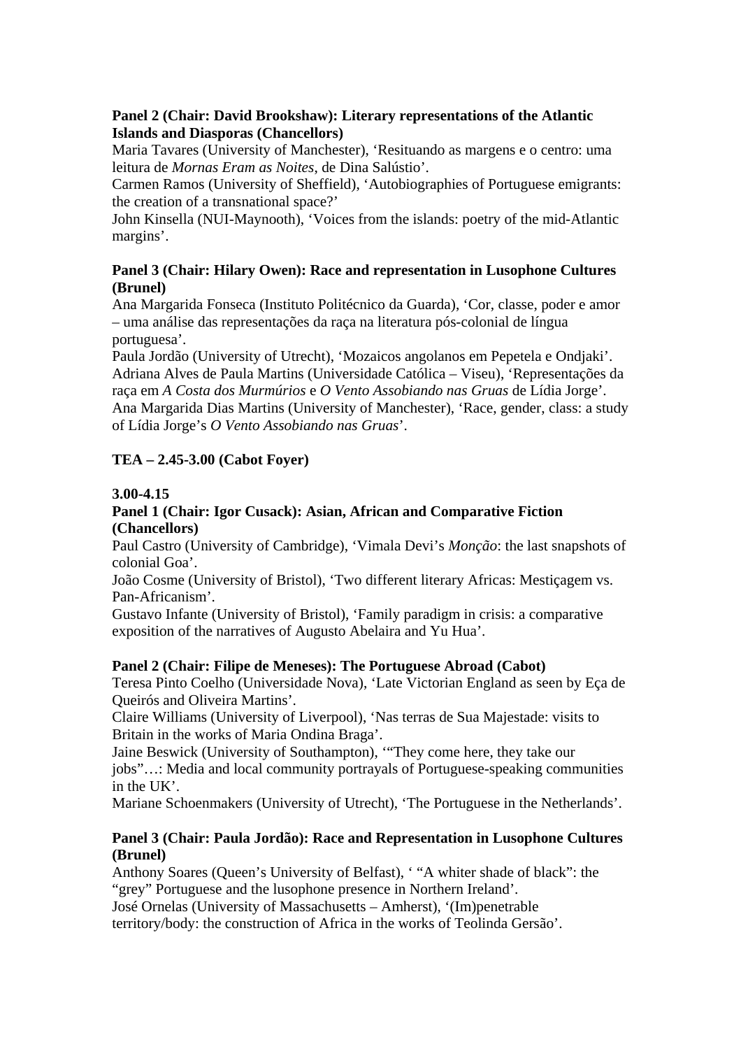**Panel 2 (Chair: David Brookshaw): Literary representations of the Atlantic Islands and Diasporas (Chancellors)**
Maria Tavares (University of Manchester), 'Resituando as margens e o centro: uma leitura de *Mornas Eram as Noites*, de Dina Salústio'.
Carmen Ramos (University of Sheffield), 'Autobiographies of Portuguese emigrants: the creation of a transnational space?'
John Kinsella (NUI-Maynooth), 'Voices from the islands: poetry of the mid-Atlantic margins'.

**Panel 3 (Chair: Hilary Owen): Race and representation in Lusophone Cultures (Brunel)**
Ana Margarida Fonseca (Instituto Politécnico da Guarda), 'Cor, classe, poder e amor – uma análise das representações da raça na literatura pós-colonial de língua portuguesa'.
Paula Jordão (University of Utrecht), 'Mozaicos angolanos em Pepetela e Ondjaki'.
Adriana Alves de Paula Martins (Universidade Católica – Viseu), 'Representações da raça em *A Costa dos Murmúrios* e *O Vento Assobiando nas Gruas* de Lídia Jorge'.
Ana Margarida Dias Martins (University of Manchester), 'Race, gender, class: a study of Lídia Jorge's *O Vento Assobiando nas Gruas*'.

**TEA – 2.45-3.00 (Cabot Foyer)**

**3.00-4.15**

**Panel 1 (Chair: Igor Cusack): Asian, African and Comparative Fiction (Chancellors)**
Paul Castro (University of Cambridge), 'Vimala Devi's *Monção*: the last snapshots of colonial Goa'.
João Cosme (University of Bristol), 'Two different literary Africas: Mestiçagem vs. Pan-Africanism'.
Gustavo Infante (University of Bristol), 'Family paradigm in crisis: a comparative exposition of the narratives of Augusto Abelaira and Yu Hua'.

**Panel 2 (Chair: Filipe de Meneses): The Portuguese Abroad (Cabot)**
Teresa Pinto Coelho (Universidade Nova), 'Late Victorian England as seen by Eça de Queirós and Oliveira Martins'.
Claire Williams (University of Liverpool), 'Nas terras de Sua Majestade: visits to Britain in the works of Maria Ondina Braga'.
Jaine Beswick (University of Southampton), '"They come here, they take our jobs"…: Media and local community portrayals of Portuguese-speaking communities in the UK'.
Mariane Schoenmakers (University of Utrecht), 'The Portuguese in the Netherlands'.

**Panel 3 (Chair: Paula Jordão): Race and Representation in Lusophone Cultures (Brunel)**
Anthony Soares (Queen's University of Belfast), ' "A whiter shade of black": the "grey" Portuguese and the lusophone presence in Northern Ireland'.
José Ornelas (University of Massachusetts – Amherst), '(Im)penetrable territory/body: the construction of Africa in the works of Teolinda Gersão'.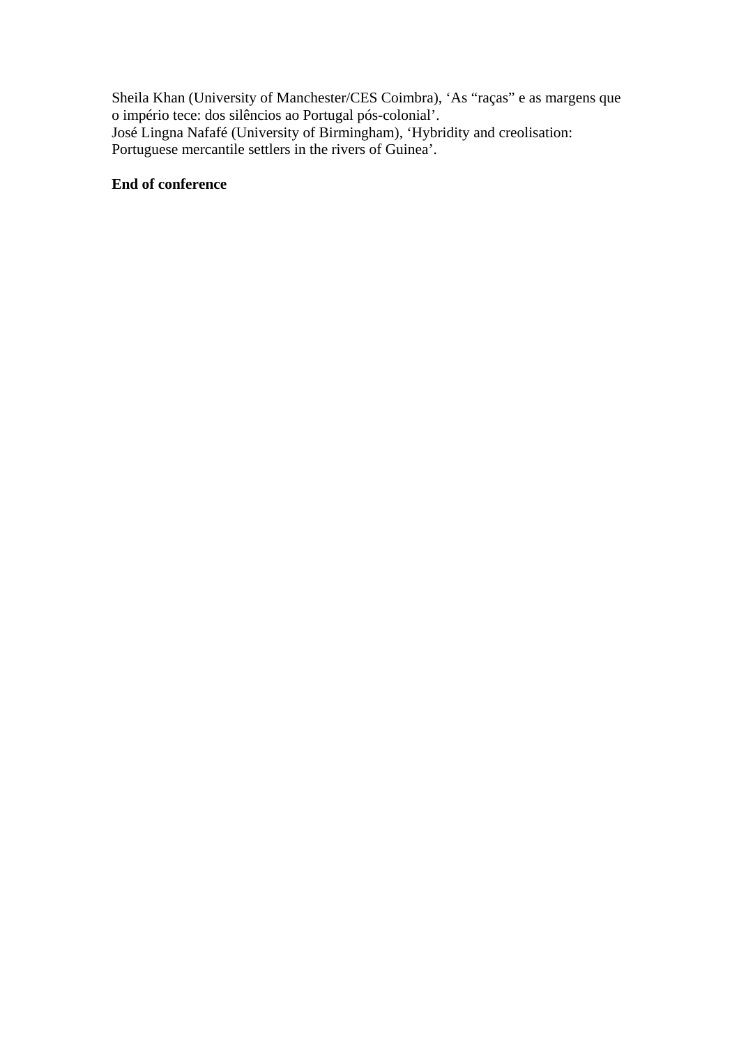Sheila Khan (University of Manchester/CES Coimbra), ‘As “raças” e as margens que o império tece: dos silêncios ao Portugal pós-colonial’.
José Lingna Nafafé (University of Birmingham), ‘Hybridity and creolisation: Portuguese mercantile settlers in the rivers of Guinea’.

**End of conference**